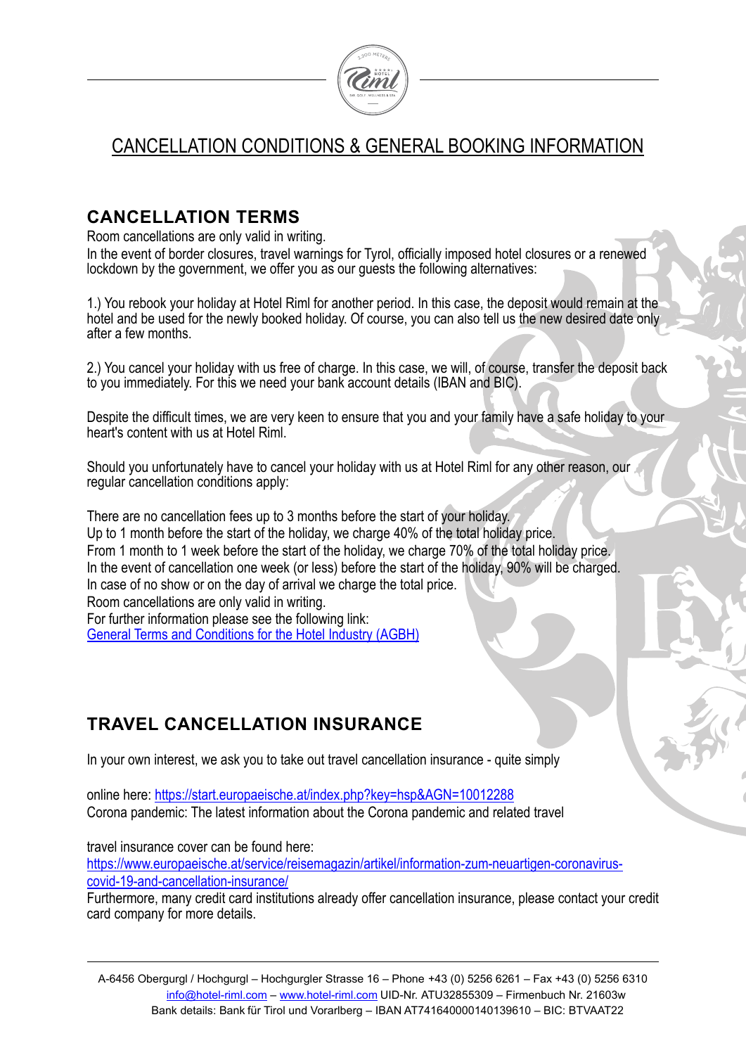# CANCELLATION CONDITIONS & GENERAL BOOKING INFORMATION

## CANCELLATION TERMS

Room cancellations are only valid in writing.
In the event of border closures, travel warnings for Tyrol, officially imposed hotel closures or a renewed lockdown by the government, we offer you as our guests the following alternatives:

1.) You rebook your holiday at Hotel Riml for another period. In this case, the deposit would remain at the hotel and be used for the newly booked holiday. Of course, you can also tell us the new desired date only after a few months.

2.) You cancel your holiday with us free of charge. In this case, we will, of course, transfer the deposit back to you immediately. For this we need your bank account details (IBAN and BIC).

Despite the difficult times, we are very keen to ensure that you and your family have a safe holiday to your heart's content with us at Hotel Riml.

Should you unfortunately have to cancel your holiday with us at Hotel Riml for any other reason, our regular cancellation conditions apply:

There are no cancellation fees up to 3 months before the start of your holiday.
Up to 1 month before the start of the holiday, we charge 40% of the total holiday price.
From 1 month to 1 week before the start of the holiday, we charge 70% of the total holiday price.
In the event of cancellation one week (or less) before the start of the holiday, 90% will be charged.
In case of no show or on the day of arrival we charge the total price.
Room cancellations are only valid in writing.
For further information please see the following link:
General Terms and Conditions for the Hotel Industry (AGBH)

## TRAVEL CANCELLATION INSURANCE

In your own interest, we ask you to take out travel cancellation insurance - quite simply

online here: https://start.europaeische.at/index.php?key=hsp&AGN=10012288
Corona pandemic: The latest information about the Corona pandemic and related travel

travel insurance cover can be found here:
https://www.europaeische.at/service/reisemagazin/artikel/information-zum-neuartigen-coronavirus-covid-19-and-cancellation-insurance/
Furthermore, many credit card institutions already offer cancellation insurance, please contact your credit card company for more details.

A-6456 Obergurgl / Hochgurgl – Hochgurgler Strasse 16 – Phone +43 (0) 5256 6261 – Fax +43 (0) 5256 6310
info@hotel-riml.com – www.hotel-riml.com UID-Nr. ATU32855309 – Firmenbuch Nr. 21603w
Bank details: Bank für Tirol und Vorarlberg – IBAN AT741640000140139610 – BIC: BTVAAT22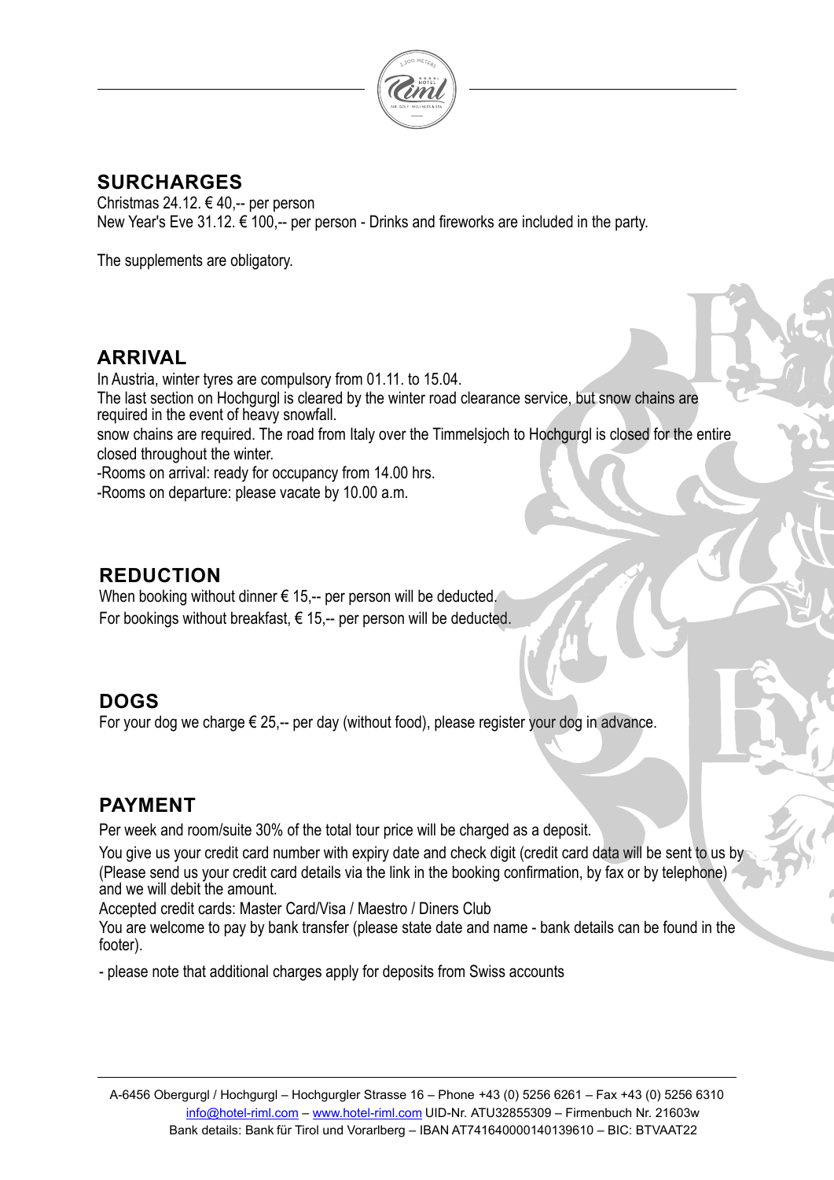## SURCHARGES

Christmas 24.12. € 40,-- per person
New Year's Eve 31.12. € 100,-- per person - Drinks and fireworks are included in the party.

The supplements are obligatory.

## ARRIVAL

In Austria, winter tyres are compulsory from 01.11. to 15.04.
The last section on Hochgurgl is cleared by the winter road clearance service, but snow chains are required in the event of heavy snowfall.
snow chains are required. The road from Italy over the Timmelsjoch to Hochgurgl is closed for the entire closed throughout the winter.
-Rooms on arrival: ready for occupancy from 14.00 hrs.
-Rooms on departure: please vacate by 10.00 a.m.

## REDUCTION

When booking without dinner € 15,-- per person will be deducted.
For bookings without breakfast, € 15,-- per person will be deducted.

## DOGS

For your dog we charge € 25,-- per day (without food), please register your dog in advance.

## PAYMENT

Per week and room/suite 30% of the total tour price will be charged as a deposit.

You give us your credit card number with expiry date and check digit (credit card data will be sent to us by (Please send us your credit card details via the link in the booking confirmation, by fax or by telephone) and we will debit the amount.

Accepted credit cards: Master Card/Visa / Maestro / Diners Club

You are welcome to pay by bank transfer (please state date and name - bank details can be found in the footer).

- please note that additional charges apply for deposits from Swiss accounts

A-6456 Obergurgl / Hochgurgl – Hochgurgler Strasse 16 – Phone +43 (0) 5256 6261 – Fax +43 (0) 5256 6310
info@hotel-riml.com – www.hotel-riml.com UID-Nr. ATU32855309 – Firmenbuch Nr. 21603w
Bank details: Bank für Tirol und Vorarlberg – IBAN AT741640000140139610 – BIC: BTVAAT22